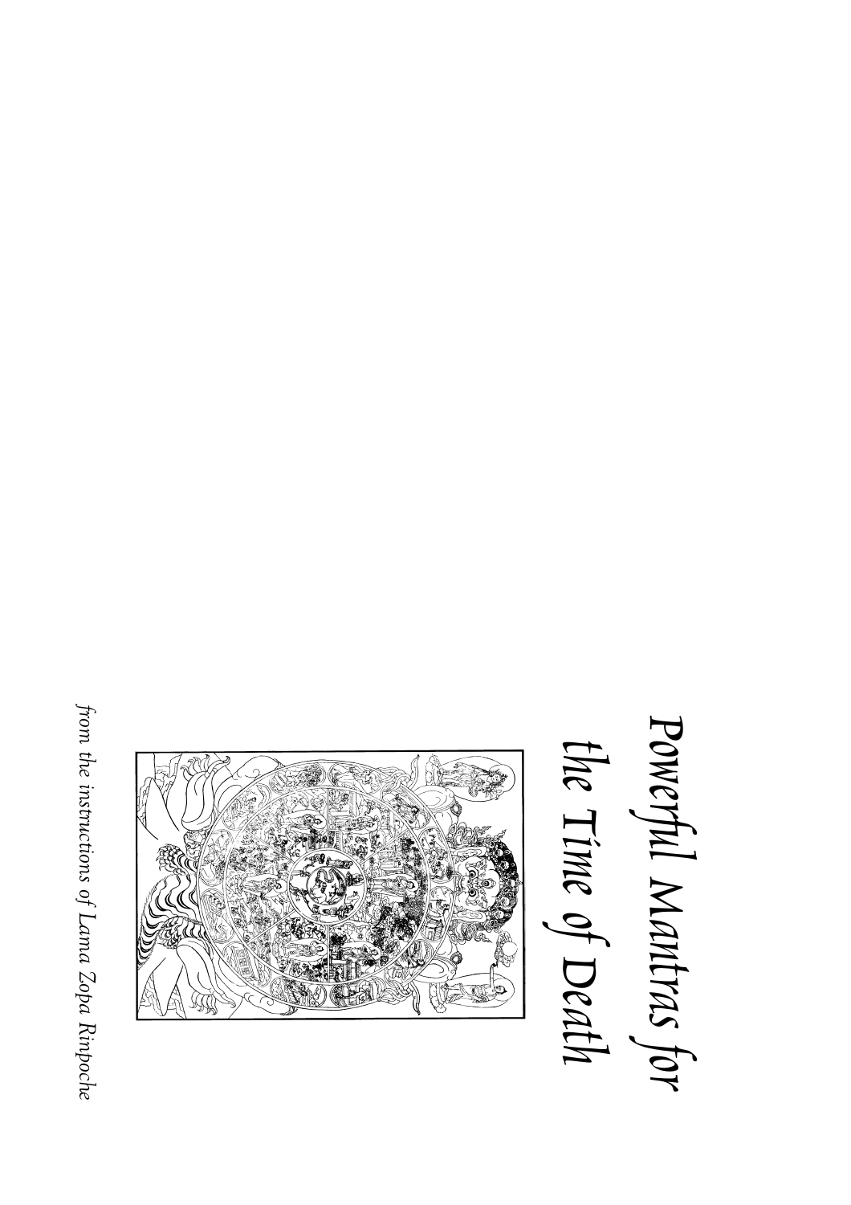# Powerful Mantras for the Time of Death

*from the instructions of Lama Zopa Rinpoche*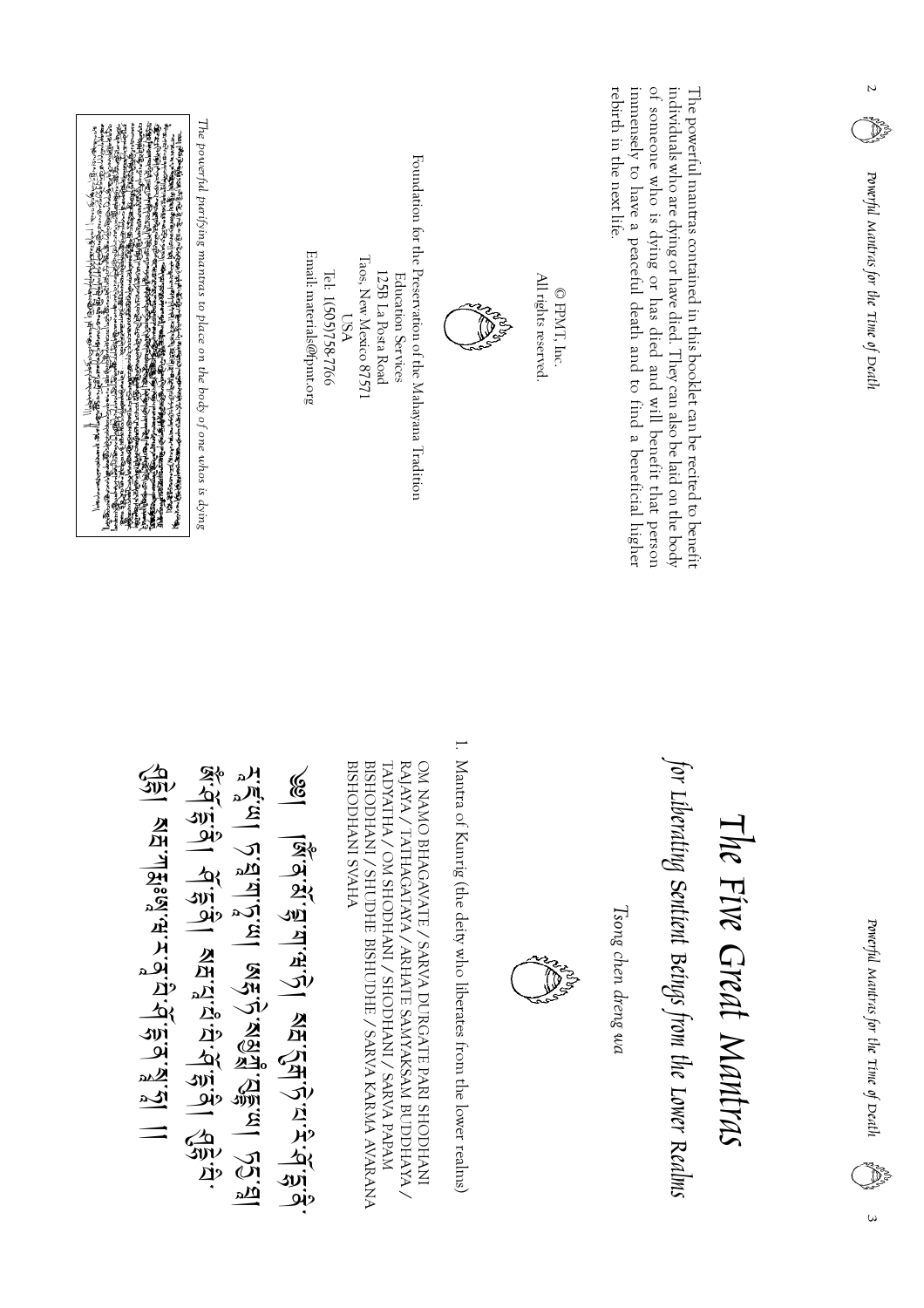The powerful mantras contained in this booklet can be recited to benefit individuals who are dying or have died. They can also be laid on the body of someone who is dying or has died and will benefit that person immensely to have a peaceful death and to find a beneficial higher rebirth in the next life.

© FPMT, Inc.
All rights reserved.

Foundation for the Preservation of the Mahayana Tradition
Education Services
125B La Posta Road
Taos, New Mexico 87571
USA
Tel: 1(505)758-7766
Email: materials@fpmt.org

*The powerful purifying mantras to place on the body of one whos is dying*

# The Five Great Mantras

## *for Liberating Sentient Beings from the Lower Realms*

*Tsong chen dreng wa*

1. Mantra of Kunrig (the deity who liberates from the lower realms)

OM NAMO BHAGAVATE / SARVA DURGATE PARI SHODHANI RAJAYA / TATHAGATAYA / ARHATE SAMYAKSAM BUDDHAYA / TADYATHA / OM SHODHANI / SHODHANI / SARVA PAPAM BISHODHANI / SHUDHE BISHUDHE / SARVA KARMA AVARANA BISHODHANI SVAHA

༄། །ཨོཾ་ན་མོ་བྷ་ག་ཝ་ཏེ། སརྦ་དུརྒ་ཏེ་པ་རི་ཤོ་དྷ་ནི་ར་ཛཱ་ཡ། ཏ་ཐཱ་ག་ཏཱ་ཡ། ཨརྷ་ཏེ་སམྱཀ་སཾ་བུདྡྷཱ་ཡ། ཏདྱ་ཐཱ། ཨོཾ་ཤོ་དྷ་ནི། ཤོ་དྷ་ནི། སརྦ་པཱ་པཾ་བི་ཤོ་དྷ་ནི། ཤུདྡྷེ་བི་ཤུདྡྷེ། སརྦ་ཀརྨ་ཨཱ་ཝ་ར་ཎ་བི་ཤོ་དྷ་ནི་སྭཱ་ཧཱ། །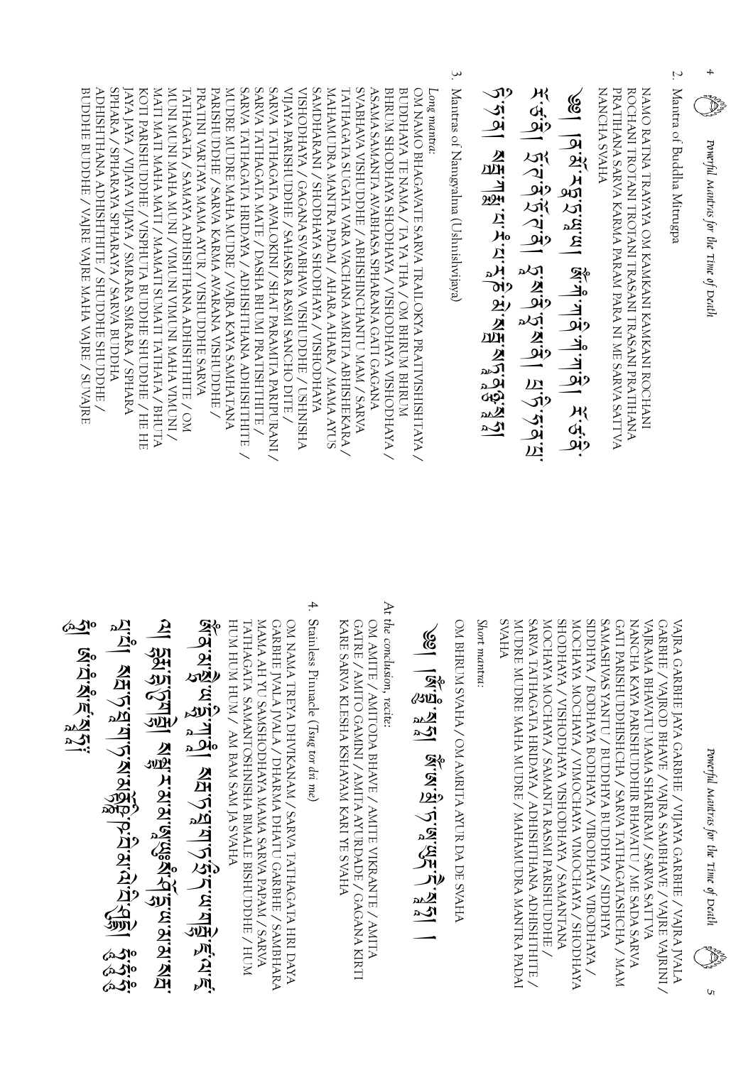## 2. Mantra of Buddha Mitrugpa

NAMO RATNA TRAYAYA OM KAMKANI KAMKANI ROCHANI ROCHANI TROTANI TROTANI TRASANI TRASANI PRATIHANA PRATIHANA SARVA KARMA PARAM PARA NI ME SARVA SATTVA NANCHA SVAHA

༄༅། །ན་མོ་རཏྣ་ཏྲ་ཡ་ཡ། ཨོཾ་ཀཾ་ཀ་ནི་ཀཾ་ཀ་ནི། རོ་ཙ་ནི་རོ་ཙ་ནི། ཏྲོ་ཊ་ནི་ཏྲོ་ཊ་ནི། ཏྲ་ས་ནི་ཏྲ་ས་ནི། པྲ་ཏི་ཧ་ན་པྲ་ཏི་ཧ་ན། སརྦ་ཀརྨ་པ་རཾ་པ་ར་ནི་མེ་སརྦ་སཏྭ་ནཉྩ་སྭཱ་ཧཱ།

## 3. Mantras of Namgyalma (Ushnishvijaya)

*Long mantra:*

OM NAMO BHAGAVATE SARVA TRAILOKYA PRATIVISHISHTAYA / BUDDHAYA TE NAMA / TA YA THA / OM BHRUM BHRUM BHRUM SHODHAYA SHODHAYA / VISHODHAYA VISHODHAYA / ASAMA SAMANTA AVABHASA SPHARANA GATI GAGANA SVABHAVA VISHUDDHE / ABHISHINCHANTU MAM / SARVA TATHAGATA SUGATA VARA VACHANA AMRITA ABHISHEKARA / MAHAMUDRA MANTRA PADAI / AHARA AHARA / MAMA AYUS SAMDHARANI / SHODHAYA SHODHAYA / VISHODHAYA VISHODHAYA / GAGANA SVABHAVA VISHUDDHE / USHNISHA VIJAYA PARISHUDDHE / SAHASRA RASMI SANCHO DITE / SARVA TATHAGATA AVALOKINI / SHAT PARAMITA PARIPURANI / SARVA TATHAGATA MATE / DASHA BHUMI PRATISHTHITE / SARVA TATHAGATA HRIDAYA / ADHISHTHANA ADHISHTHITE / MUDRE MUDRE MAHA MUDRE / VAJRA KAYA SAMHATANA PARISHUDDHE / SARVA KARMA AVARANA VISHUDDHE / PRATINI VARTAYA MAMA AYUR / VISHUDDHE SARVA TATHAGATA / SAMAYA ADHISHTHANA ADHISHTHITE / OM MUNI MUNI MAHA MUNI / VIMUNI VIMUNI MAHA VIMUNI / MATI MATI MAHA MATI / MAMATI SUMATI TATHATA / BHUTA KOTI PARISHUDDHE / VISPHUTA BUDDHE SHUDDHE / HE HE JAYA JAYA / VIJAYA VIJAYA / SMARA SMARA / SPHARA SPHARA / SPHARAYA SPHARAYA / SARVA BUDDHA ADHISHTHANA ADHISHTHITE / SHUDDHE SHUDDHE / BUDDHE BUDDHE / VAJRE VAJRE MAHA VAJRE / SUVAJRE VAJRA GARBHE JAYA GARBHE / VIJAYA GARBHE / VAJRA JVALA GARBHE / VAJROD BHAVE / VAJRA SAMBHAVE / VAJRE VAJRINI / VAJRAMA BHAVATU MAMA SHARIRAM / SARVA SATTVA NANCHA KAYA PARISHUDDHIR BHAVATU / ME SADA SARVA GATI PARISHUDDHISHCHA / SARVA TATHAGATASHCHA / MAM SAMASHVAS YANTU / BUDDHYA BUDDHYA / SIDDHYA SIDDHYA / BODHAYA BODHAYA / VIBODHAYA VIBODHAYA / MOCHAYA MOCHAYA / VIMOCHAYA VIMOCHAYA / SHODHAYA SHODHAYA / VISHODHAYA VISHODHAYA / SAMANTANA MOCHAYA MOCHAYA / SAMANTA RASMI PARISHUDDHE / SARVA TATHAGATA HRIDAYA / ADHISHTHANA ADHISHTHITE / MUDRE MUDRE MAHA MUDRE / MAHAMUDRA MANTRA PADAI SVAHA

*Short mantra:*

OM BHRUM SVAHA / OM AMRITA AYUR DA DE SVAHA

༄༅། །ཨོཾ་བྷྲཱུཾ་སྭཱ་ཧཱ། ཨོཾ་ཨ་མྲྀ་ཏ་ཨཱ་ཡུར་ད་དེ་སྭཱ་ཧཱ། །

*At the conclusion, recite:*

OM AMITE / AMITODA BHAVE / AMITE VIKRANTE / AMITA GATRE / AMITO GAMINI / AMITA AYURDADE / GAGANA KIRTI KARE SARVA KLESHA KSHAYAM KARI YE SVAHA

## 4. Stainless Pinnacle (*Tsug tor dri me*)

OM NAMA TREYA DHVIKANAM / SARVA TATHAGATA HRI DAYA GARBHE JVALA JVALA / DHARMA DHATU GARBHE / SAMBHARA MAMA AH YU SAMSHODHAYA MAMA SARVA PAPAM / SARVA TATHAGATA SAMANTOSHNISHA BIMALE BISHUDDHE / HUM HUM HUM / AM BAM SAM JA SVAHA

ཨོཾ་ན་མ་སྟྲཻ་ཡ་དྷྭི་ཀཱ་ནཱཾ། སརྦ་ཏ་ཐཱ་ག་ཏ་ཧྲི་ད་ཡ་གརྦྷེ་ཛྭ་ལ་ཛྭ་ལ། དྷརྨ་དྷཱ་ཏུ་གརྦྷེ། སཾ་བྷ་ར་མ་མ་ཨཱ་ཡུཿ་སཾ་ཤོ་དྷ་ཡ་མ་མ་སརྦ་པཱ་པཾ། སརྦ་ཏ་ཐཱ་ག་ཏ་ས་མནྟོཥྞཱི་ཥ་བི་མ་ལེ་བི་ཤུདྡྷེ། ཧཱུྃ་ཧཱུྃ་ཧཱུྃ། ཨཾ་བཾ་སཾ་ཛ་སྭཱ་ཧཱ།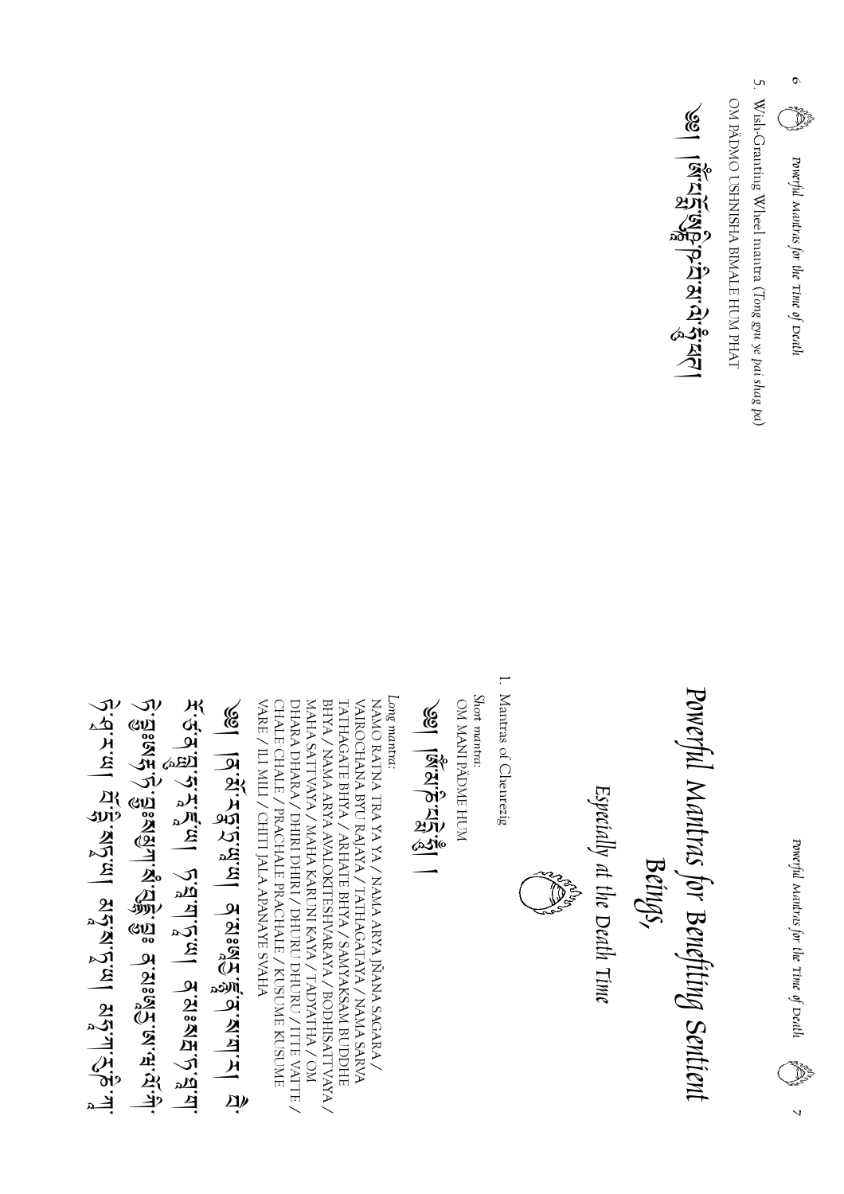5. Wish-Granting Wheel mantra (*Tong gyu ye pai shag pa*)

OM PÄDMO USHNISHA BIMALE HUM PHAT

༄། །ཨོཾ་པདྨོ་ཨུཥྞི་ཥ་བི་མ་ལེ་ཧཱུྃ་ཕཊ།

# Powerful Mantras for Benefiting Sentient Beings,

## *Especially at the Death Time*

1. Mantras of Chenrezig

*Short mantra:*

OM MANI PÄDME HUM

༄། །ཨོཾ་མ་ཎི་པདྨེ་ཧཱུྃ། །

*Long mantra:*

NAMO RATNA TRA YA YA / NAMA ARYA JÑANA SAGARA / VAIROCHANA BYU RAJAYA / TATHAGATAYA / NAMA SARVA TATHAGATE BHYA / ARHATE BHYA / SAMYAKSAM BUDDHE BHYA / NAMA ARYA AVALOKITESHVARAYA / BODHISATTVAYA / MAHA SATTVAYA / MAHA KARUNI KAYA / TADYATHA / OM DHARA DHARA / DHIRI DHIRI / DHURU DHURU / ITTE VATTE / CHALE CHALE / PRACHALE PRACHALE / KUSUME KUSUME VARE / ILI MILI / CHITI JALA APANAYE SVAHA

༄། །ན་མོ་རཏྣ་ཏྲ་ཡཱ་ཡ། ན་མཿ་ཨཱརྱ་ཛྙཱ་ན་ས་ག་ར། བཻ་རོ་ཙ་ན་བྱཱུ་ཧ་རཱ་ཛཱ་ཡ། ཏ་ཐཱ་ག་ཏཱ་ཡ། ན་མཿ་སརྦ་ཏ་ཐཱ་ག་ཏེ་བྷྱཿ་ཨརྷ་ཏེ་བྷྱཿ་སམྱཀྶཾ་བུདྡྷེ་བྷྱཿ ན་མཿ་ཨཱརྱ་ཨ་ཝ་ལོ་ཀི་ཏེ་ཤྭ་ར་ཡ། བོ་དྷི་སཏྭཱ་ཡ། མ་ཧཱ་སཏྭཱ་ཡ། མ་ཧཱ་ཀཱ་རུ་ཎི་ཀཱ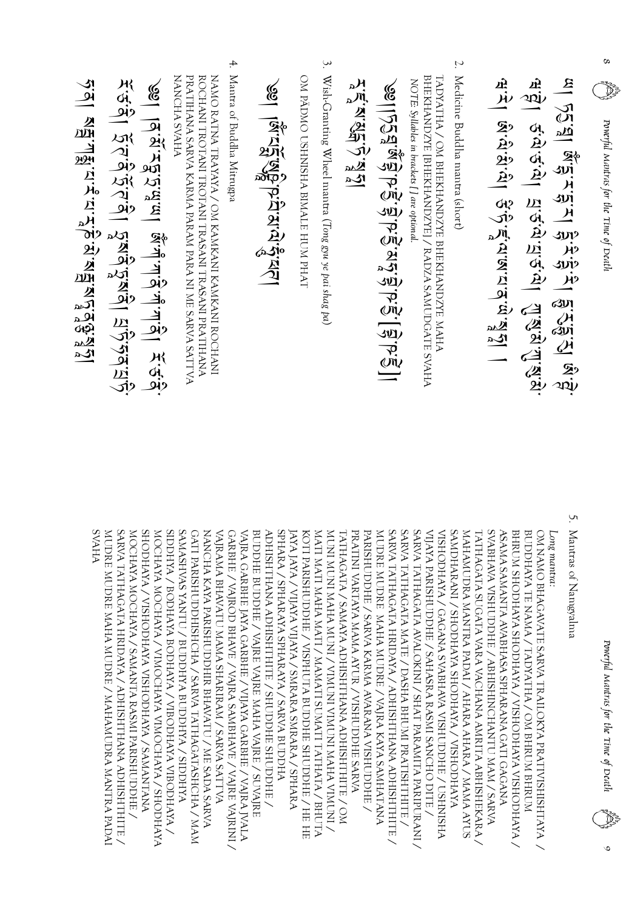ཡ། ཏདྱཐཱ། ཨོཾ་རྡུ་རདྡུ་ར། རྡུ་རི་རྡུ་རི། ཧྲུ་ཏྲུ་ཧྲུ་ཏྲུ། ཨོཾ་ཕཊ། ཙ་ལེ་ཙ་ལེ། པྲ་ཙ་ལེ་པྲ་ཙ་ལེ། ཀུ་སུ་མེ་ཀུ་སུ་མེ་ཕ་ལེ། ཨི་ལི་མི་ལི། ཙི་ཏི་ཛྭ་ལ་མ་ཨ་པ་ན་ཡ་སྭཱ་ཧཱ། །

2. Medicine Buddha mantra (short)

TADYATHA / OM BHEKHANDZYE BHEKHANDZYE MAHA BHEKHANDZYE [BHEKHANDZYE] / RADZA SAMUDGATE SVAHA

*NOTE: Syllables in brackets [ ] are optional.*

༄༅། །ཏདྱཐཱ། ཨོཾ་བྷེ་ཥ་ཛྱེ་བྷེ་ཥ་ཛྱེ། མ་ཧཱ་བྷེ་ཥ་ཛྱེ། [བྷེ་ཥ་ཛྱེ།] རཱ་ཛ་ས་མུད་ག་ཏེ་སྭཱ་ཧཱ།

3. Wish-Granting Wheel mantra (*Tong gyu ye pai shag pa*)

OM PÄDMO USHNISHA BIMALE HUM PHAT

༄། །ཨོཾ་པདྨོ་ཨུཥྞཱི་ཥ་བི་མ་ལེ་ཧཱུྃ་ཕཊ།

4. Mantra of Buddha Mitrugpa

NAMO RATNA TRAYAYA / OM KAMKANI KAMKANI ROCHANI ROCHANI TROTANI TROTANI TRASANI TRASANI PRATIHANA PRATIHANA SARVA KARMA PARAM PARA NI ME SARVA SATTVA NANCHA SVAHA

༄། །ན་མོ་རཏྣ་ཏྲ་ཡཱ་ཡ། ཨོཾ་ཀཾ་ཀ་ནི་ཀཾ་ཀ་ནི། རོ་ཙ་ནི་རོ་ཙ་ནི། ཏྲོ་ཊ་ནི་ཏྲོ་ཊ་ནི། ཏྲ་ས་ནི་ཏྲ་ས་ནི། པྲ་ཏི་ཧ་ན་པྲ་ཏི་ཧ་ན། སརྦ་ཀརྨ་པ་རཾ་པ་ར་ཎི་མེ་སརྦ་སཏྭ་ནཉྩ་སྭཱ་ཧཱ།

5. Mantras of Namgyalma

*Long mantra:*

OM NAMO BHAGAVATE SARVA TRAILOKYA PRATIVISHISHTAYA / BUDDHAYA TE NAMA / TADYATHA / OM BHRUM BHRUM BHRUM SHODHAYA SHODHAYA / VISHODHAYA VISHODHAYA / ASAMA SAMANTA AVABHASA SPHARANA GATI GAGANA SVABHAVA VISHUDDHE / ABHISHINCHANTU MAM / SARVA TATHAGATA SUGATA VARA VACHANA AMRITA ABHISHEKARA / MAHAMUDRA MANTRA PADAI / AHARA AHARA / MAMA AYUS SAMDHARANI / SHODHAYA SHODHAYA / VISHODHAYA VISHODHAYA / GAGANA SVABHAVA VISHUDDHE / USHNISHA VIJAYA PARISHUDDHE / SAHASRA RASMI SANCHO DITE / SARVA TATHAGATA AVALOKINI / SHAT PARAMITA PARIPURANI / SARVA TATHAGATA MATE / DASHA BHUMI PRATISHTHITE / SARVA TATHAGATA HRIDAYA / ADHISHTHANA ADHISHTHITE / MUDRE MUDRE MAHA MUDRE / VAJRA KAYA SAMHATANA PARISHUDDHE / SARVA KARMA AVARANA VISHUDDHE / PRATINI VARTAYA MAMA AYUR / VISHUDDHE SARVA TATHAGATA / SAMAYA ADHISHTHANA ADHISHTHITE / OM MUNI MUNI MAHA MUNI / VIMUNI VIMUNI MAHA VIMUNI / MATI MATI MAHA MATI / MAMATI SUMATI TATHATA / BHUTA KOTI PARISHUDDHE / VISPHUTA BUDDHE SHUDDHE / HE HE JAYA JAYA / VIJAYA VIJAYA / SMRARA SMRARA / SPHARA SPHARA / SPHARAYA SPHARAYA / SARVA BUDDHA ADHISHTHANA ADHISHTHITE / SHUDDHE SHUDDHE / BUDDHE BUDDHE / VAJRE VAJRE MAHA VAJRE / SUVAJRE VAJRA GARBHE JAYA GARBHE / VIJAYA GARBHE / VAJRA JVALA GARBHE / VAJROD BHAVE / VAJRA SAMBHAVE / VAJRE VAJRINI / VAJRAMA BHAVATU MAMA SHARIRAM / SARVA SATTVA NANCHA KAYA PARISHUDDHIR BHAVATU / ME SADA SARVA GATI PARISHUDDHISHCHA / SARVA TATHAGATASHCHA / MAM SAMASHVAS YANTU / BUDDHYA BUDDHYA / SIDDHYA SIDDHYA / BODHAYA BODHAYA / VIBODHAYA VIBODHAYA / MOCHAYA MOCHAYA / VIMOCHAYA VIMOCHAYA / SHODHAYA SHODHAYA / VISHODHAYA VISHODHAYA / SAMANTANA MOCHAYA MOCHAYA / SAMANTA RASMI PARISHUDDHE / SARVA TATHAGATA HRIDAYA / ADHISHTHANA ADHISHTHITE / MUDRE MUDRE MAHA MUDRE / MAHAMUDRA MANTRA PADAI SVAHA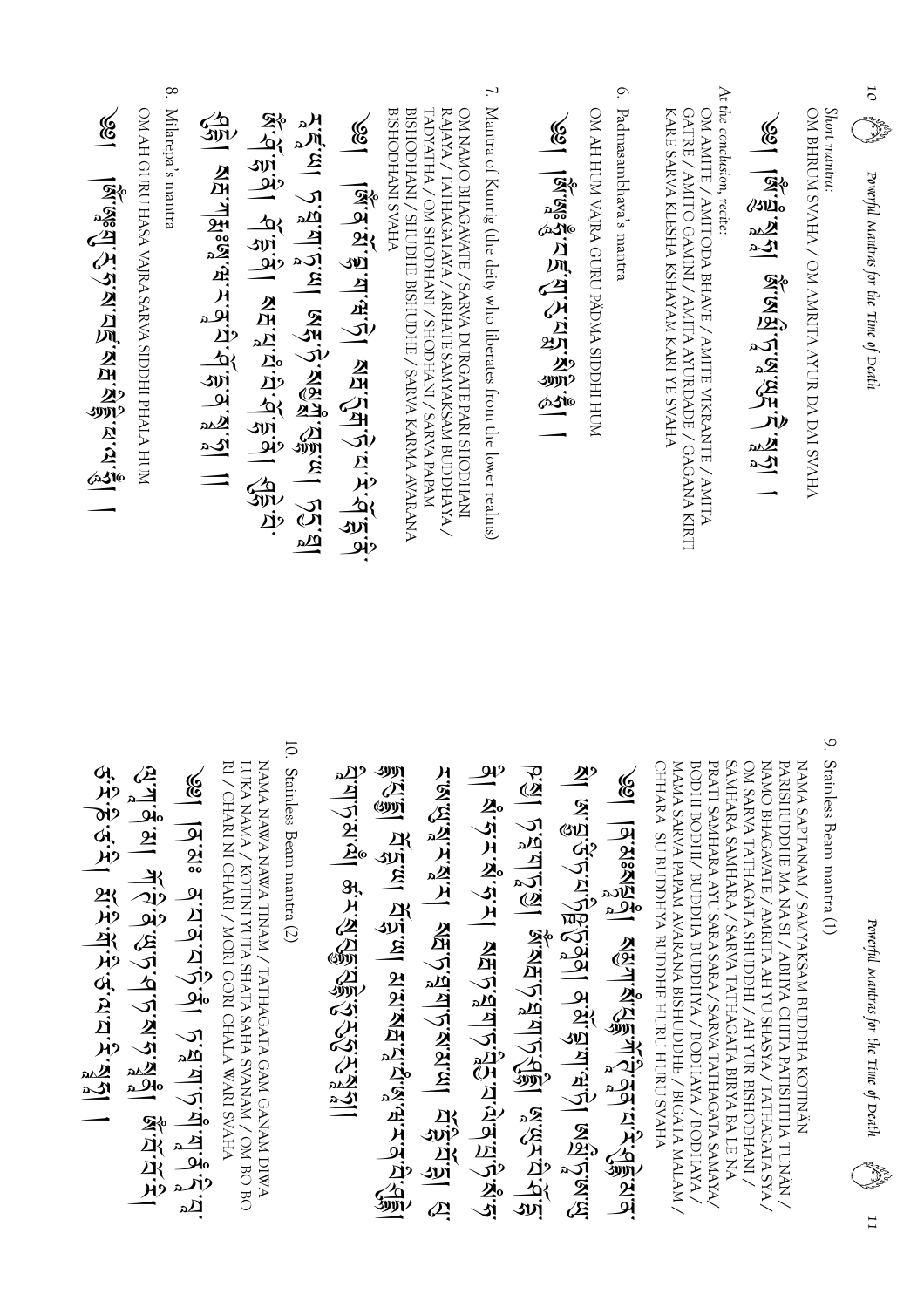*Short mantra:*
OM BHRUM SVAHA / OM AMRITA AYUR DA DAI SVAHA

༄། །ཨོཾ་བྷྲཱུཾ་སྭཱ་ཧཱ། ཨོཾ་ཨ་མྲྀ་ཏ་ཨཱ་ཡུར་དཱ་དེ་སྭཱ་ཧཱ། །

*At the conclusion, recite:*
OM AMITE / AMITODA BHAVE / AMITE VIKRANTE / AMITA GATRE / AMITO GAMINI / AMITA AYURDADE / GAGANA KIRTI KARE SARVA KLESHA KSHAYAM KARI YE SVAHA

6. Padmasambhava's mantra

OM AH HUM VAJRA GURU PADMA SIDDHI HUM

༄། །ཨོཾ་ཨཱཿཧཱུྃ་བཛྲ་གུ་རུ་པདྨ་སིདྡྷི་ཧཱུྃ། །

7. Mantra of Kunrig (the deity who liberates from the lower realms)

OM NAMO BHAGAVATE / SARVA DURGATE PARI SHODHANI RAJAYA / TATHAGATAYA / ARHATE SAMYAKSAM BUDDHAYA / TADYATHA / OM SHODHANI / SHODHANI / SARVA PAPAM BISHODHANI / SHUDHE BISHUDHE / SARVA KARMA AVARANA BISHODHANI SVAHA

༄། །ཨོཾ་ན་མོ་བྷ་ག་ཝ་ཏེ། སརྦ་དུར་ག་ཏེ་པ་རི་ཤོ་དྷ་ན་ར་ཛཱ་ཡ། ཏ་ཐཱ་ག་ཏཱ་ཡ། ཨརྷ་ཏེ་སམྱཀ་སཾ་བུདྡྷཱ་ཡ། ཏདྱ་ཐཱ། ཨོཾ་ཤོ་དྷ་ནི། ཤོ་དྷ་ནི། སརྦ་པཱ་པཾ་བི་ཤོ་དྷ་ནི། ཤུདྡྷེ་བི་ཤུདྡྷེ། སརྦ་ཀརྨཱ་ཨཱ་ཝ་ར་ཎ་བི་ཤོ་དྷ་ནི་སྭཱ་ཧཱ། །

8. Milarepa's mantra

OM AH GURU HASA VAJRA SARVA SIDDHI PHALA HUM

༄། །ཨོཾ་ཨཱཿགུ་རུ་ཧ་ས་བཛྲ་སརྦ་སིདྡྷི་ཕ་ལ་ཧཱུྃ། །

9. Stainless Beam mantra (1)

NAMA SAPTANAM / SAMYAKSAM BUDDHA KOTINAN PARISHUDDHE MA NA SI / ABHYA CHITA PATISHTHA TUNAN / NAMO BHAGAVATE / AMRITA AH YU SHASYA / TATHAGATASYA / OM SARVA TATHAGATA SHUDDHI / AH YUR BISHODHANI / SAMHARA SAMHARA / SARVA TATHAGATA BIRYA BA LE NA PRATI SAMHARA AYU SARA SARA / SARVA TATHAGATA SAMAYA/ BODHI BODHI/ BUDDHA BUDDHYA / BODHAYA / BODHAYA / MAMA SARVA PAPAM AVARANA BISHUDDHE / BIGATA MALAM / CHHARA SU BUDDHYA BUDDHE HURU HURU SVAHA

༄། །ན་མཿསཔྟཱ་ནཱཾ། སམྱཀ་སཾ་བུདྡྷ་ཀོ་ཊི་ནཱཾ་པ་རི་ཤུདྡྷེ་མཱ་ན་སི། ཨ་བྷྱ་ཙིཏྟ་པྲ་ཏིཥྛི་ཏཱ་ནཱཾ། ན་མོ་བྷ་ག་ཝ་ཏེ། ཨ་མྲྀ་ཏཱ་ཡུ་ཥ་སྱ། ཏ་ཐཱ་ག་ཏ་སྱ། ཨོཾ་སརྦ་ཏ་ཐཱ་ག་ཏ་ཤུདྡྷེ། ཨཱ་ཡུར་བི་ཤོ་དྷ་ནི། སཾ་ཧ་ར་སཾ་ཧ་ར། སརྦ་ཏ་ཐཱ་ག་ཏ་བཱིརྱ་བ་ལེ་ན། པྲ་ཏི་སཾ་ཧ་ར་ཨཱ་ཡུཿ། ས་ར་ས་ར། སརྦ་ཏ་ཐཱ་ག་ཏ་ས་མ་ཡ། བོ་དྷི་བོ་དྷི། བུདྡྷ་བུདྡྷ། བོ་དྷ་ཡ་བོ་དྷ་ཡ། མ་མ་སརྦ་པཱ་པཾ་ཨཱ་ཝ་ར་ཎ་བི་ཤུདྡྷེ། བི་ག་ཏ་མ་ལཾ། ཙ་ར་སུ་བུདྡྷ་བུདྡྷེ་ཧུ་རུ་ཧུ་རུ་སྭཱ་ཧཱ།

10. Stainless Beam mantra (2)

NAMA NAWA NAWA TINAM / TATHAGATA GAM GANAM DIWA LUKA NAMA / KOTINI YUTA SHATA SAHA SVANAM / OM BO BO RI / CHARI NI CHARI / MORI GORI CHALA WARI SVAHA

༄། །ན་མཿན་བ་ན་བ་ཏཱི་ནཱཾ། ཏ་ཐཱ་ག་ཏ་གཾ་ག་ན་དི་བ་ལུ་ཀཱ་ནཱཾ། ཀོ་ཊི་ནི་ཡུ་ཏ་ཤ་ཏ་ས་ཧ་སྲཱ་ནཱཾ། ཨོཾ་བོ་བོ་རི། ཙ་རི་ཎི་ཙ་རི། མོ་རི་གོ་རི་ཙ་ལ་བཱ་རི་སྭཱ་ཧཱ། །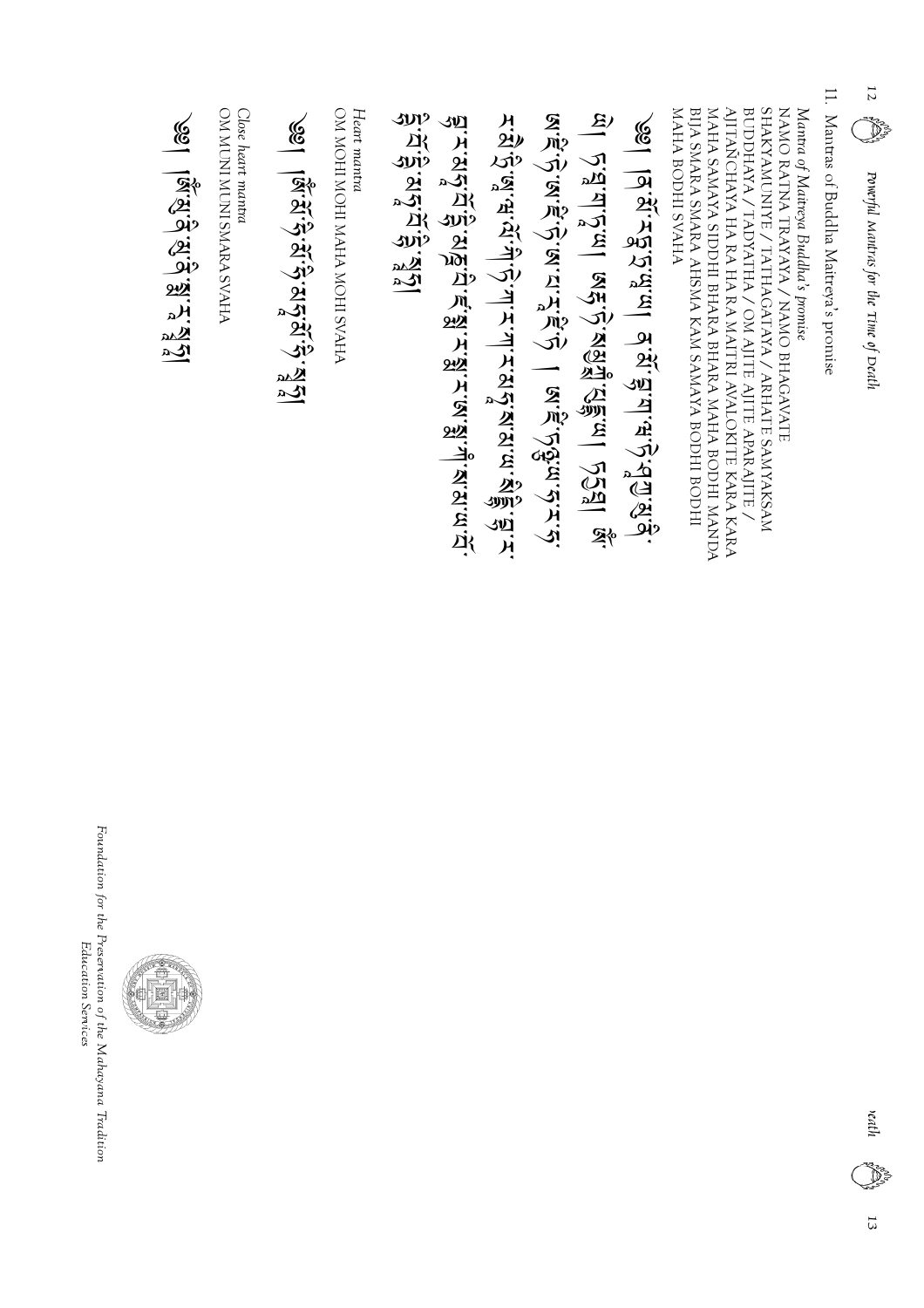## 11. Mantras of Buddha Maitreya's promise

*Mantra of Maitreya Buddha's promise*

NAMO RATNA TRAYAYA / NAMO BHAGAVATE SHAKYAMUNIYE / TATHAGATAYA / ARHATE SAMYAKSAM BUDDHAYA / TADYATHA / OM AJITE AJITE APARAJITE / AJITAÑCHAYA HA RA HA MAITRI AVALOKITE KARA KARA MAHA SAMAYA SIDDHI BHARA BHARA MAHA BODHI MANDA BIJA SMARA SMARA AHSMA KAM SAMAYA BODHI BODHI MAHA BODHI SVAHA

༄། །ན་མོ་རཏྣ་ཏྲ་ཡཱ་ཡ། ན་མོ་བྷ་ག་ཝ་ཏེ་ཤཱཀྱ་མུ་ནི་ཡེ། ཏ་ཐཱ་ག་ཏཱ་ཡ། ཨརྷ་ཏེ་སམྱཀྶཾ་བུདྡྷཱ་ཡ། ཏདྱ་ཐཱ། ཨོཾ་ཨ་ཛི་ཏེ་ཨ་ཛི་ཏེ་ཨ་པ་ར་ཛི་ཏེ། ཨ་ཛི་ཏཉྩ་ཡ་ཧ་ར་ཧ་ར་མཻ་ཏྲི་ཨ་ཝ་ལོ་ཀི་ཏེ་ཀ་ར་ཀ་ར་མ་ཧཱ་ས་མ་ཡ་སིདྡྷི་བྷ་ར་བྷ་ར་མ་ཧཱ་བོ་དྷི་མཎྜ་བཱི་ཛ་སྨ་ར་སྨ་ར་ཨ་ཧྨ་ཀཾ་ས་མ་ཡ་བོ་དྷི་བོ་དྷི་མ་ཧཱ་བོ་དྷི་སྭཱ་ཧཱ།

*Heart mantra*

OM MOHI MOHI MAHA MOHI SVAHA

༄། །ཨོཾ་མོ་ཧི་མོ་ཧི་མ་ཧཱ་མོ་ཧི་སྭཱ་ཧཱ།

*Close heart mantra*

OM MUNI MUNI SMARA SVAHA

༄། །ཨོཾ་མུ་ནི་མུ་ནི་སྨ་ར་སྭཱ་ཧཱ།